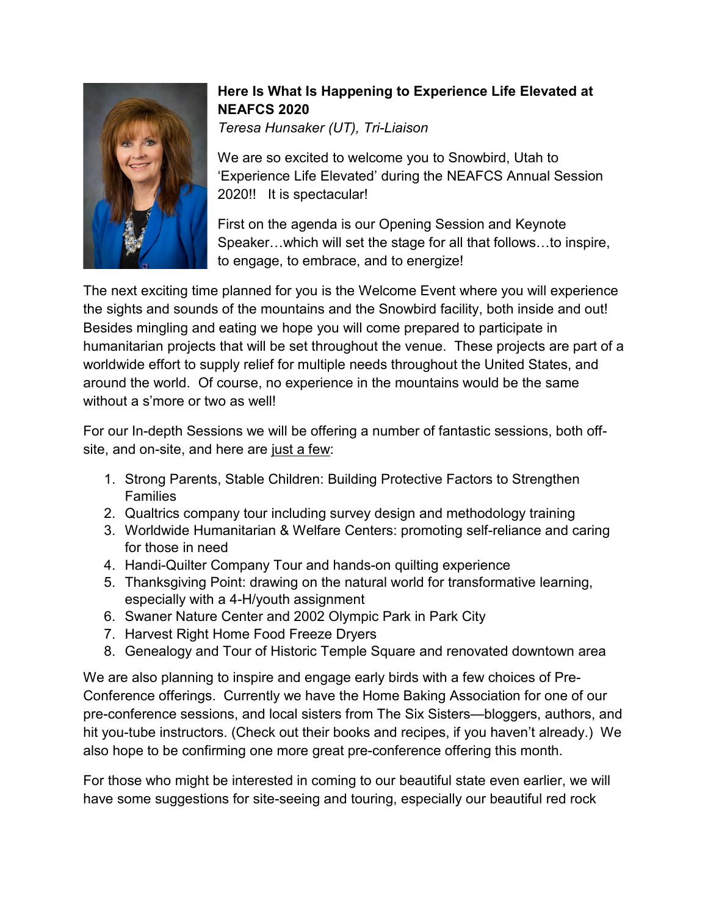## Here Is What Is Happening to Experience Life Elevated at NEAFCS 2020

*Teresa Hunsaker (UT), Tri-Liaison*

We are so excited to welcome you to Snowbird, Utah to 'Experience Life Elevated' during the NEAFCS Annual Session 2020!! It is spectacular!

First on the agenda is our Opening Session and Keynote Speaker…which will set the stage for all that follows…to inspire, to engage, to embrace, and to energize!

The next exciting time planned for you is the Welcome Event where you will experience the sights and sounds of the mountains and the Snowbird facility, both inside and out! Besides mingling and eating we hope you will come prepared to participate in humanitarian projects that will be set throughout the venue. These projects are part of a worldwide effort to supply relief for multiple needs throughout the United States, and around the world. Of course, no experience in the mountains would be the same without a s'more or two as well!

For our In-depth Sessions we will be offering a number of fantastic sessions, both off-site, and on-site, and here are just a few:

1. Strong Parents, Stable Children: Building Protective Factors to Strengthen Families
2. Qualtrics company tour including survey design and methodology training
3. Worldwide Humanitarian & Welfare Centers: promoting self-reliance and caring for those in need
4. Handi-Quilter Company Tour and hands-on quilting experience
5. Thanksgiving Point: drawing on the natural world for transformative learning, especially with a 4-H/youth assignment
6. Swaner Nature Center and 2002 Olympic Park in Park City
7. Harvest Right Home Food Freeze Dryers
8. Genealogy and Tour of Historic Temple Square and renovated downtown area

We are also planning to inspire and engage early birds with a few choices of Pre-Conference offerings. Currently we have the Home Baking Association for one of our pre-conference sessions, and local sisters from The Six Sisters—bloggers, authors, and hit you-tube instructors. (Check out their books and recipes, if you haven't already.) We also hope to be confirming one more great pre-conference offering this month.

For those who might be interested in coming to our beautiful state even earlier, we will have some suggestions for site-seeing and touring, especially our beautiful red rock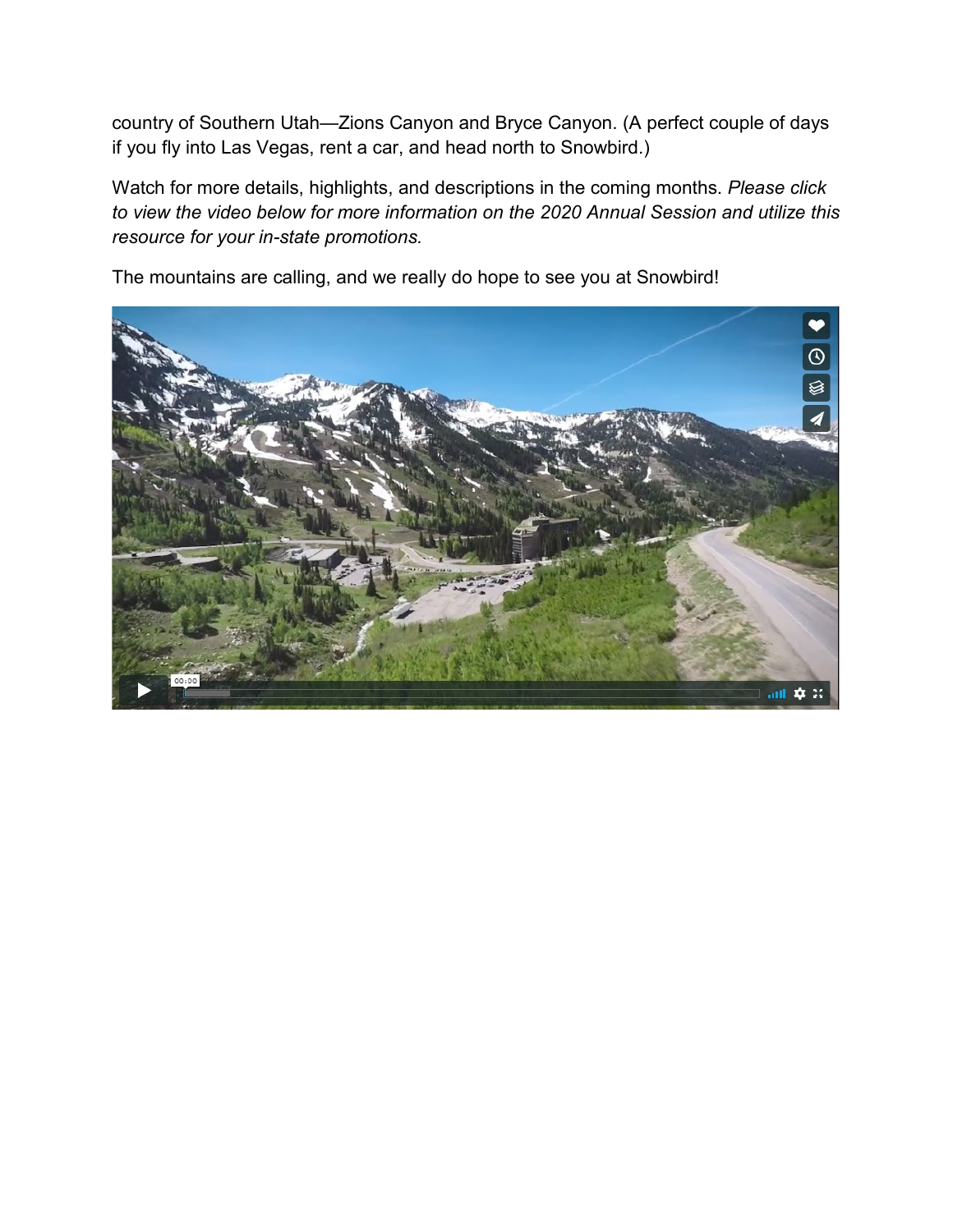country of Southern Utah—Zions Canyon and Bryce Canyon. (A perfect couple of days if you fly into Las Vegas, rent a car, and head north to Snowbird.)

Watch for more details, highlights, and descriptions in the coming months. *Please click to view the video below for more information on the 2020 Annual Session and utilize this resource for your in-state promotions.*

The mountains are calling, and we really do hope to see you at Snowbird!